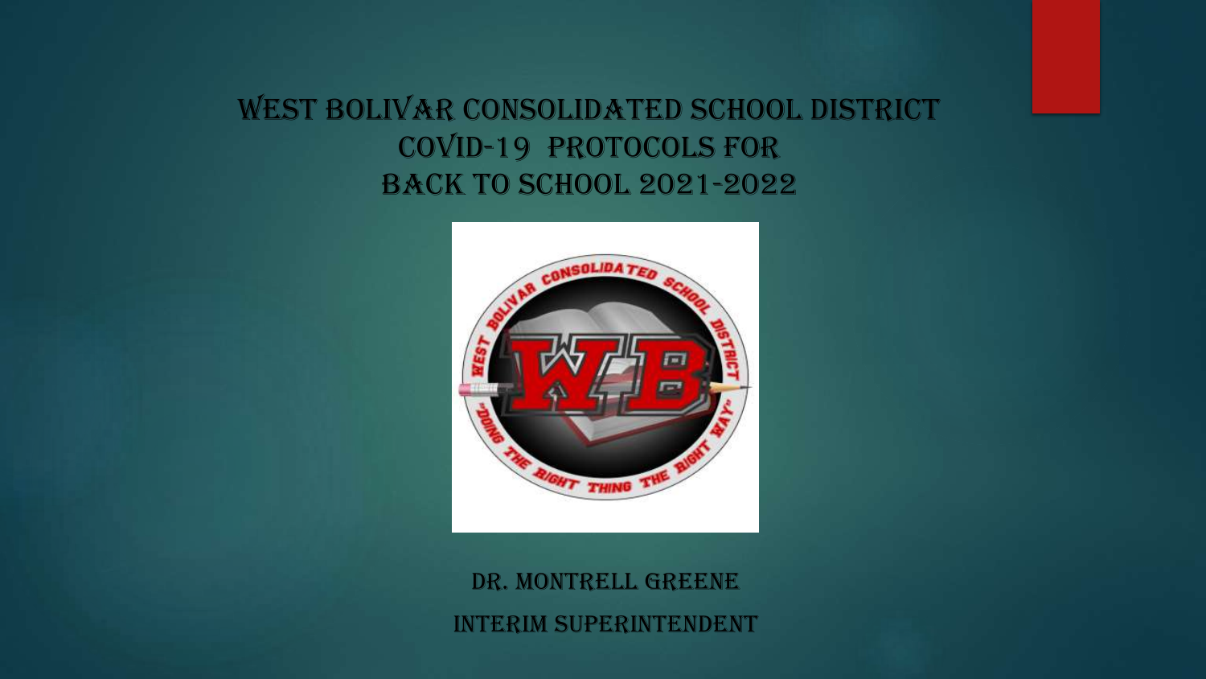# WEST BOLIVAR CONSOLIDATED SCHOOL DISTRICT COVID-19 PROTOCOLS FOR BACK TO SCHOOL 2021-2022

DR. MONTRELL GREENE

INTERIM SUPERINTENDENT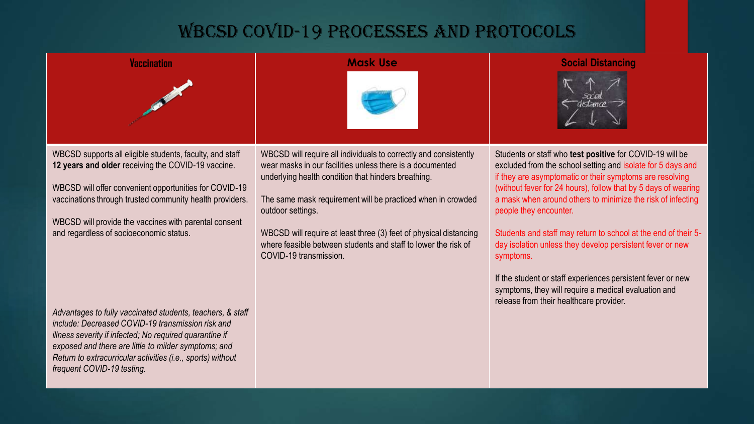# WBCSD COVID-19 Processes and Protocols

## Vaccination

WBCSD supports all eligible students, faculty, and staff **12 years and older** receiving the COVID-19 vaccine.

WBCSD will offer convenient opportunities for COVID-19 vaccinations through trusted community health providers.

WBCSD will provide the vaccines with parental consent and regardless of socioeconomic status.

*Advantages to fully vaccinated students, teachers, & staff include: Decreased COVID-19 transmission risk and illness severity if infected; No required quarantine if exposed and there are little to milder symptoms; and Return to extracurricular activities (i.e., sports) without frequent COVID-19 testing.*

## Mask Use

WBCSD will require all individuals to correctly and consistently wear masks in our facilities unless there is a documented underlying health condition that hinders breathing.

The same mask requirement will be practiced when in crowded outdoor settings.

WBCSD will require at least three (3) feet of physical distancing where feasible between students and staff to lower the risk of COVID-19 transmission.

## Social Distancing

Students or staff who **test positive** for COVID-19 will be excluded from the school setting and isolate for 5 days and if they are asymptomatic or their symptoms are resolving (without fever for 24 hours), follow that by 5 days of wearing a mask when around others to minimize the risk of infecting people they encounter.

Students and staff may return to school at the end of their 5-day isolation unless they develop persistent fever or new symptoms.

If the student or staff experiences persistent fever or new symptoms, they will require a medical evaluation and release from their healthcare provider.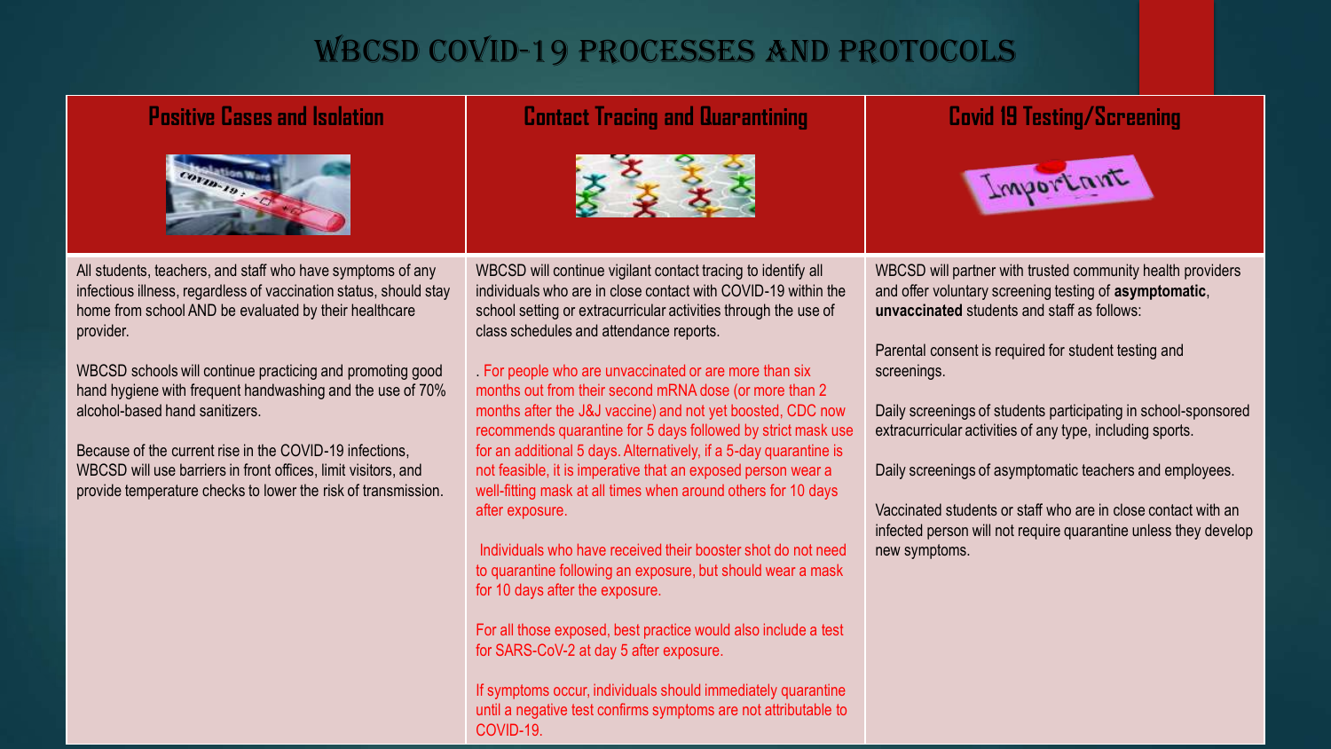# WBCSD COVID-19 Processes and Protocols

## Positive Cases and Isolation

All students, teachers, and staff who have symptoms of any infectious illness, regardless of vaccination status, should stay home from school AND be evaluated by their healthcare provider.

WBCSD schools will continue practicing and promoting good hand hygiene with frequent handwashing and the use of 70% alcohol-based hand sanitizers.

Because of the current rise in the COVID-19 infections, WBCSD will use barriers in front offices, limit visitors, and provide temperature checks to lower the risk of transmission.

## Contact Tracing and Quarantining

WBCSD will continue vigilant contact tracing to identify all individuals who are in close contact with COVID-19 within the school setting or extracurricular activities through the use of class schedules and attendance reports.

. For people who are unvaccinated or are more than six months out from their second mRNA dose (or more than 2 months after the J&J vaccine) and not yet boosted, CDC now recommends quarantine for 5 days followed by strict mask use for an additional 5 days. Alternatively, if a 5-day quarantine is not feasible, it is imperative that an exposed person wear a well-fitting mask at all times when around others for 10 days after exposure.

Individuals who have received their booster shot do not need to quarantine following an exposure, but should wear a mask for 10 days after the exposure.

For all those exposed, best practice would also include a test for SARS-CoV-2 at day 5 after exposure.

If symptoms occur, individuals should immediately quarantine until a negative test confirms symptoms are not attributable to COVID-19.

## Covid 19 Testing/Screening

WBCSD will partner with trusted community health providers and offer voluntary screening testing of **asymptomatic**, **unvaccinated** students and staff as follows:

Parental consent is required for student testing and screenings.

Daily screenings of students participating in school-sponsored extracurricular activities of any type, including sports.

Daily screenings of asymptomatic teachers and employees.

Vaccinated students or staff who are in close contact with an infected person will not require quarantine unless they develop new symptoms.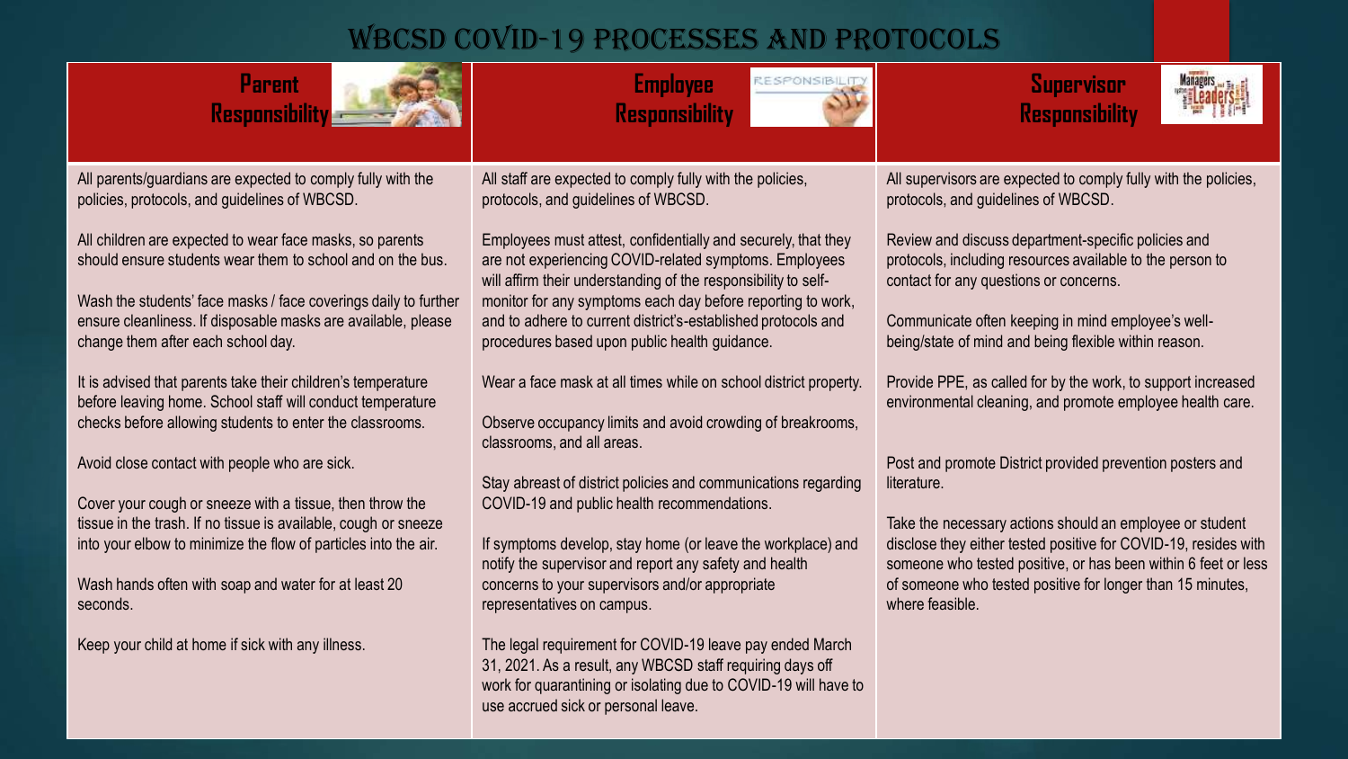# WBCSD COVID-19 Processes and Protocols

## Parent Responsibility

All parents/guardians are expected to comply fully with the policies, protocols, and guidelines of WBCSD.

All children are expected to wear face masks, so parents should ensure students wear them to school and on the bus.

Wash the students' face masks / face coverings daily to further ensure cleanliness. If disposable masks are available, please change them after each school day.

It is advised that parents take their children's temperature before leaving home. School staff will conduct temperature checks before allowing students to enter the classrooms.

Avoid close contact with people who are sick.

Cover your cough or sneeze with a tissue, then throw the tissue in the trash. If no tissue is available, cough or sneeze into your elbow to minimize the flow of particles into the air.

Wash hands often with soap and water for at least 20 seconds.

Keep your child at home if sick with any illness.

## Employee Responsibility

All staff are expected to comply fully with the policies, protocols, and guidelines of WBCSD.

Employees must attest, confidentially and securely, that they are not experiencing COVID-related symptoms. Employees will affirm their understanding of the responsibility to self-monitor for any symptoms each day before reporting to work, and to adhere to current district's-established protocols and procedures based upon public health guidance.

Wear a face mask at all times while on school district property.

Observe occupancy limits and avoid crowding of breakrooms, classrooms, and all areas.

Stay abreast of district policies and communications regarding COVID-19 and public health recommendations.

If symptoms develop, stay home (or leave the workplace) and notify the supervisor and report any safety and health concerns to your supervisors and/or appropriate representatives on campus.

The legal requirement for COVID-19 leave pay ended March 31, 2021. As a result, any WBCSD staff requiring days off work for quarantining or isolating due to COVID-19 will have to use accrued sick or personal leave.

## Supervisor Responsibility

All supervisors are expected to comply fully with the policies, protocols, and guidelines of WBCSD.

Review and discuss department-specific policies and protocols, including resources available to the person to contact for any questions or concerns.

Communicate often keeping in mind employee's well-being/state of mind and being flexible within reason.

Provide PPE, as called for by the work, to support increased environmental cleaning, and promote employee health care.

Post and promote District provided prevention posters and literature.

Take the necessary actions should an employee or student disclose they either tested positive for COVID-19, resides with someone who tested positive, or has been within 6 feet or less of someone who tested positive for longer than 15 minutes, where feasible.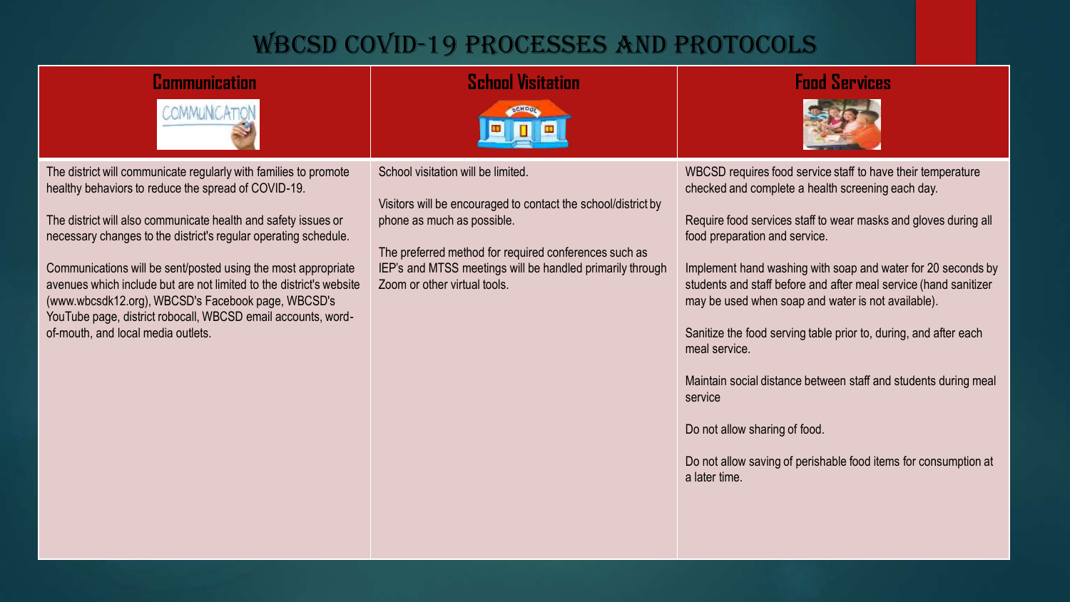# WBCSD COVID-19 PROCESSES AND PROTOCOLS

## Communication

The district will communicate regularly with families to promote healthy behaviors to reduce the spread of COVID-19.

The district will also communicate health and safety issues or necessary changes to the district's regular operating schedule.

Communications will be sent/posted using the most appropriate avenues which include but are not limited to the district's website (www.wbcsdk12.org), WBCSD's Facebook page, WBCSD's YouTube page, district robocall, WBCSD email accounts, word-of-mouth, and local media outlets.

## School Visitation

School visitation will be limited.

Visitors will be encouraged to contact the school/district by phone as much as possible.

The preferred method for required conferences such as IEP's and MTSS meetings will be handled primarily through Zoom or other virtual tools.

## Food Services

WBCSD requires food service staff to have their temperature checked and complete a health screening each day.

Require food services staff to wear masks and gloves during all food preparation and service.

Implement hand washing with soap and water for 20 seconds by students and staff before and after meal service (hand sanitizer may be used when soap and water is not available).

Sanitize the food serving table prior to, during, and after each meal service.

Maintain social distance between staff and students during meal service

Do not allow sharing of food.

Do not allow saving of perishable food items for consumption at a later time.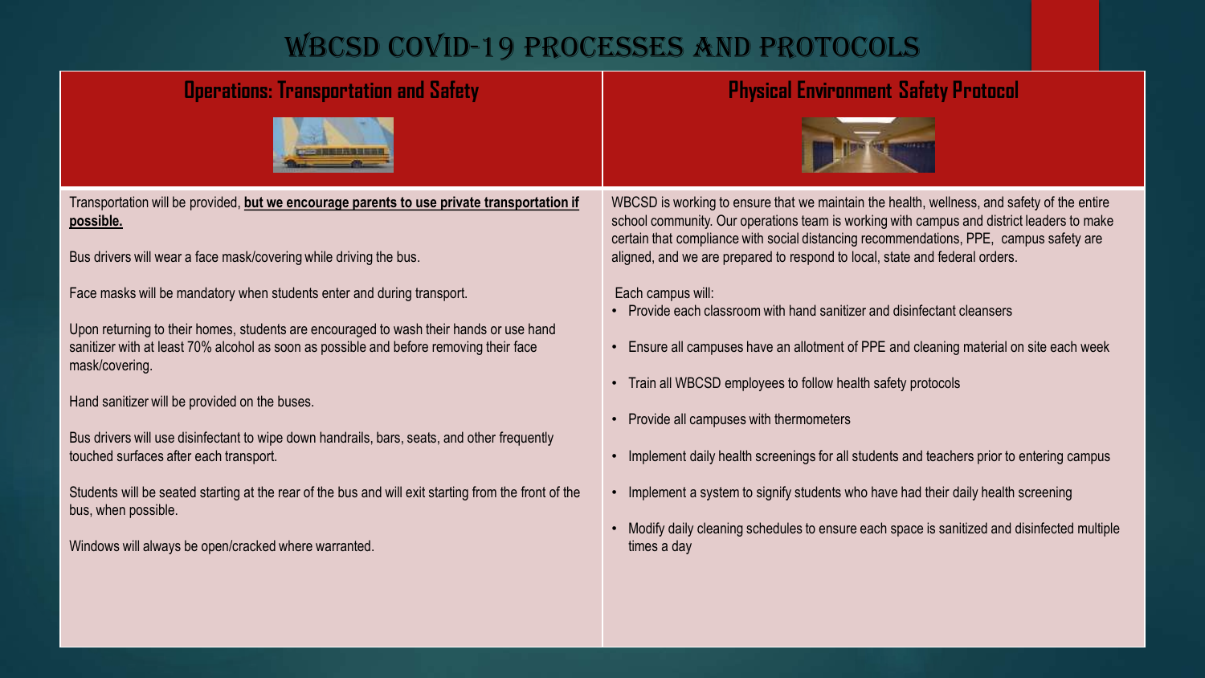# WBCSD COVID-19 Processes and Protocols

## Operations: Transportation and Safety

Transportation will be provided, **<u>but we encourage parents to use private transportation if possible.</u>**

Bus drivers will wear a face mask/covering while driving the bus.

Face masks will be mandatory when students enter and during transport.

Upon returning to their homes, students are encouraged to wash their hands or use hand sanitizer with at least 70% alcohol as soon as possible and before removing their face mask/covering.

Hand sanitizer will be provided on the buses.

Bus drivers will use disinfectant to wipe down handrails, bars, seats, and other frequently touched surfaces after each transport.

Students will be seated starting at the rear of the bus and will exit starting from the front of the bus, when possible.

Windows will always be open/cracked where warranted.

## Physical Environment Safety Protocol

WBCSD is working to ensure that we maintain the health, wellness, and safety of the entire school community. Our operations team is working with campus and district leaders to make certain that compliance with social distancing recommendations, PPE, campus safety are aligned, and we are prepared to respond to local, state and federal orders.

Each campus will:

- Provide each classroom with hand sanitizer and disinfectant cleansers
- Ensure all campuses have an allotment of PPE and cleaning material on site each week
- Train all WBCSD employees to follow health safety protocols
- Provide all campuses with thermometers
- Implement daily health screenings for all students and teachers prior to entering campus
- Implement a system to signify students who have had their daily health screening
- Modify daily cleaning schedules to ensure each space is sanitized and disinfected multiple times a day